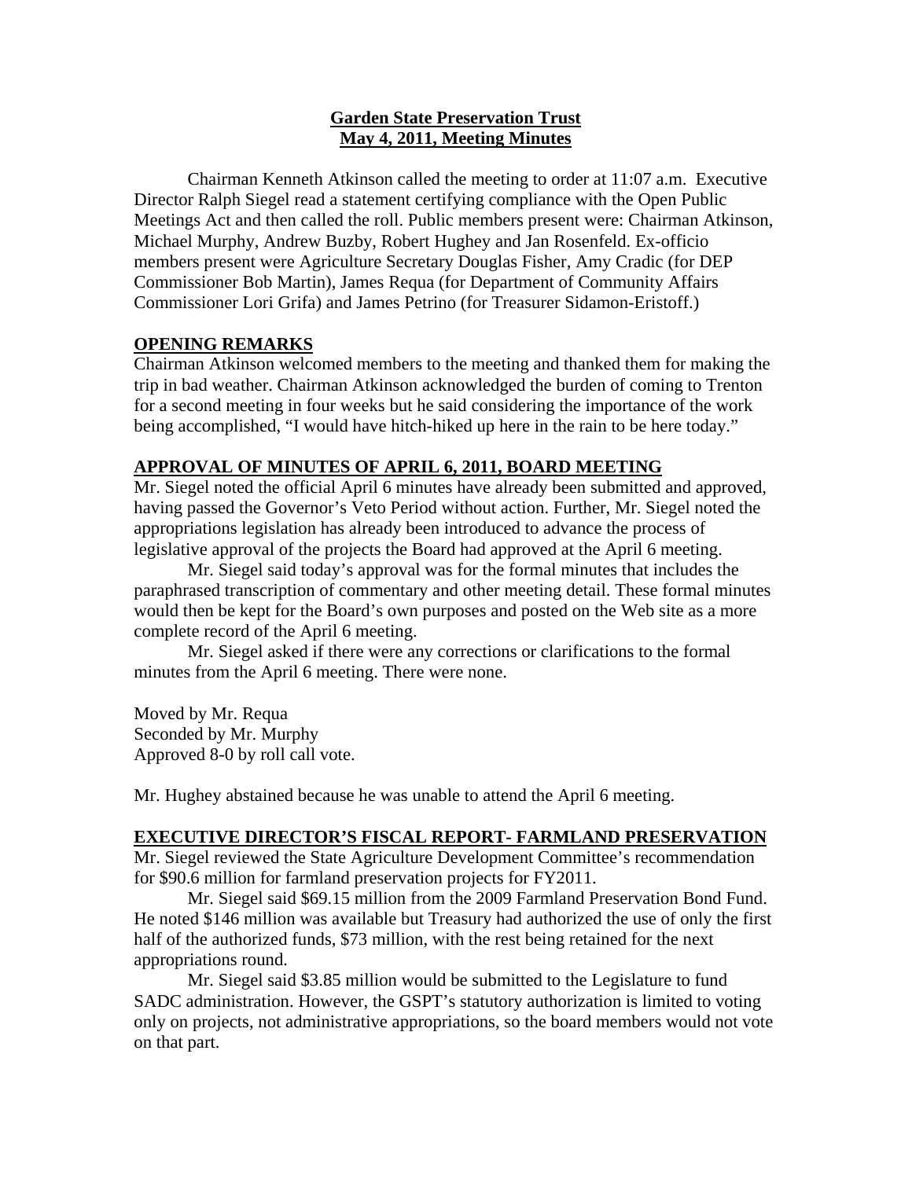# Garden State Preservation Trust
## May 4, 2011, Meeting Minutes

Chairman Kenneth Atkinson called the meeting to order at 11:07 a.m. Executive Director Ralph Siegel read a statement certifying compliance with the Open Public Meetings Act and then called the roll. Public members present were: Chairman Atkinson, Michael Murphy, Andrew Buzby, Robert Hughey and Jan Rosenfeld. Ex-officio members present were Agriculture Secretary Douglas Fisher, Amy Cradic (for DEP Commissioner Bob Martin), James Requa (for Department of Community Affairs Commissioner Lori Grifa) and James Petrino (for Treasurer Sidamon-Eristoff.)

## OPENING REMARKS

Chairman Atkinson welcomed members to the meeting and thanked them for making the trip in bad weather. Chairman Atkinson acknowledged the burden of coming to Trenton for a second meeting in four weeks but he said considering the importance of the work being accomplished, "I would have hitch-hiked up here in the rain to be here today."

## APPROVAL OF MINUTES OF APRIL 6, 2011, BOARD MEETING

Mr. Siegel noted the official April 6 minutes have already been submitted and approved, having passed the Governor's Veto Period without action. Further, Mr. Siegel noted the appropriations legislation has already been introduced to advance the process of legislative approval of the projects the Board had approved at the April 6 meeting.

Mr. Siegel said today's approval was for the formal minutes that includes the paraphrased transcription of commentary and other meeting detail. These formal minutes would then be kept for the Board's own purposes and posted on the Web site as a more complete record of the April 6 meeting.

Mr. Siegel asked if there were any corrections or clarifications to the formal minutes from the April 6 meeting. There were none.

Moved by Mr. Requa
Seconded by Mr. Murphy
Approved 8-0 by roll call vote.

Mr. Hughey abstained because he was unable to attend the April 6 meeting.

## EXECUTIVE DIRECTOR'S FISCAL REPORT- FARMLAND PRESERVATION

Mr. Siegel reviewed the State Agriculture Development Committee's recommendation for $90.6 million for farmland preservation projects for FY2011.

Mr. Siegel said $69.15 million from the 2009 Farmland Preservation Bond Fund. He noted $146 million was available but Treasury had authorized the use of only the first half of the authorized funds, $73 million, with the rest being retained for the next appropriations round.

Mr. Siegel said $3.85 million would be submitted to the Legislature to fund SADC administration. However, the GSPT's statutory authorization is limited to voting only on projects, not administrative appropriations, so the board members would not vote on that part.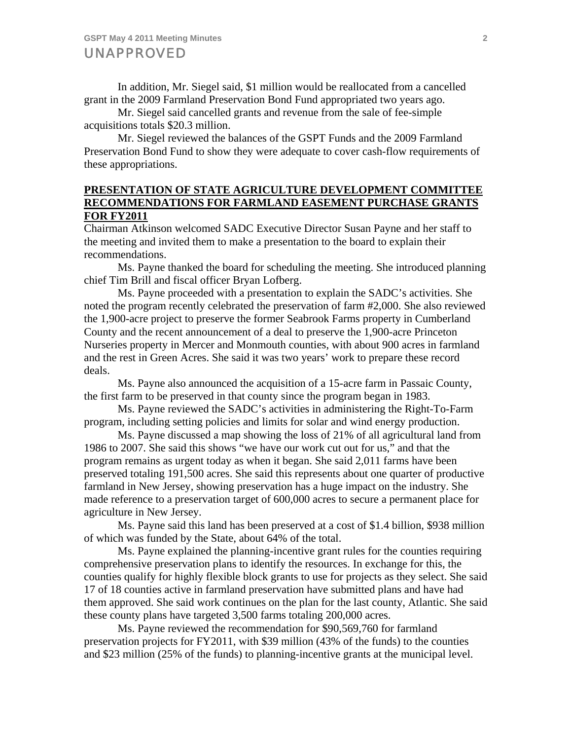In addition, Mr. Siegel said, $1 million would be reallocated from a cancelled grant in the 2009 Farmland Preservation Bond Fund appropriated two years ago.

Mr. Siegel said cancelled grants and revenue from the sale of fee-simple acquisitions totals $20.3 million.

Mr. Siegel reviewed the balances of the GSPT Funds and the 2009 Farmland Preservation Bond Fund to show they were adequate to cover cash-flow requirements of these appropriations.

## PRESENTATION OF STATE AGRICULTURE DEVELOPMENT COMMITTEE RECOMMENDATIONS FOR FARMLAND EASEMENT PURCHASE GRANTS FOR FY2011

Chairman Atkinson welcomed SADC Executive Director Susan Payne and her staff to the meeting and invited them to make a presentation to the board to explain their recommendations.

Ms. Payne thanked the board for scheduling the meeting. She introduced planning chief Tim Brill and fiscal officer Bryan Lofberg.

Ms. Payne proceeded with a presentation to explain the SADC's activities. She noted the program recently celebrated the preservation of farm #2,000. She also reviewed the 1,900-acre project to preserve the former Seabrook Farms property in Cumberland County and the recent announcement of a deal to preserve the 1,900-acre Princeton Nurseries property in Mercer and Monmouth counties, with about 900 acres in farmland and the rest in Green Acres. She said it was two years' work to prepare these record deals.

Ms. Payne also announced the acquisition of a 15-acre farm in Passaic County, the first farm to be preserved in that county since the program began in 1983.

Ms. Payne reviewed the SADC's activities in administering the Right-To-Farm program, including setting policies and limits for solar and wind energy production.

Ms. Payne discussed a map showing the loss of 21% of all agricultural land from 1986 to 2007. She said this shows "we have our work cut out for us," and that the program remains as urgent today as when it began. She said 2,011 farms have been preserved totaling 191,500 acres. She said this represents about one quarter of productive farmland in New Jersey, showing preservation has a huge impact on the industry. She made reference to a preservation target of 600,000 acres to secure a permanent place for agriculture in New Jersey.

Ms. Payne said this land has been preserved at a cost of $1.4 billion, $938 million of which was funded by the State, about 64% of the total.

Ms. Payne explained the planning-incentive grant rules for the counties requiring comprehensive preservation plans to identify the resources. In exchange for this, the counties qualify for highly flexible block grants to use for projects as they select. She said 17 of 18 counties active in farmland preservation have submitted plans and have had them approved. She said work continues on the plan for the last county, Atlantic. She said these county plans have targeted 3,500 farms totaling 200,000 acres.

Ms. Payne reviewed the recommendation for $90,569,760 for farmland preservation projects for FY2011, with $39 million (43% of the funds) to the counties and $23 million (25% of the funds) to planning-incentive grants at the municipal level.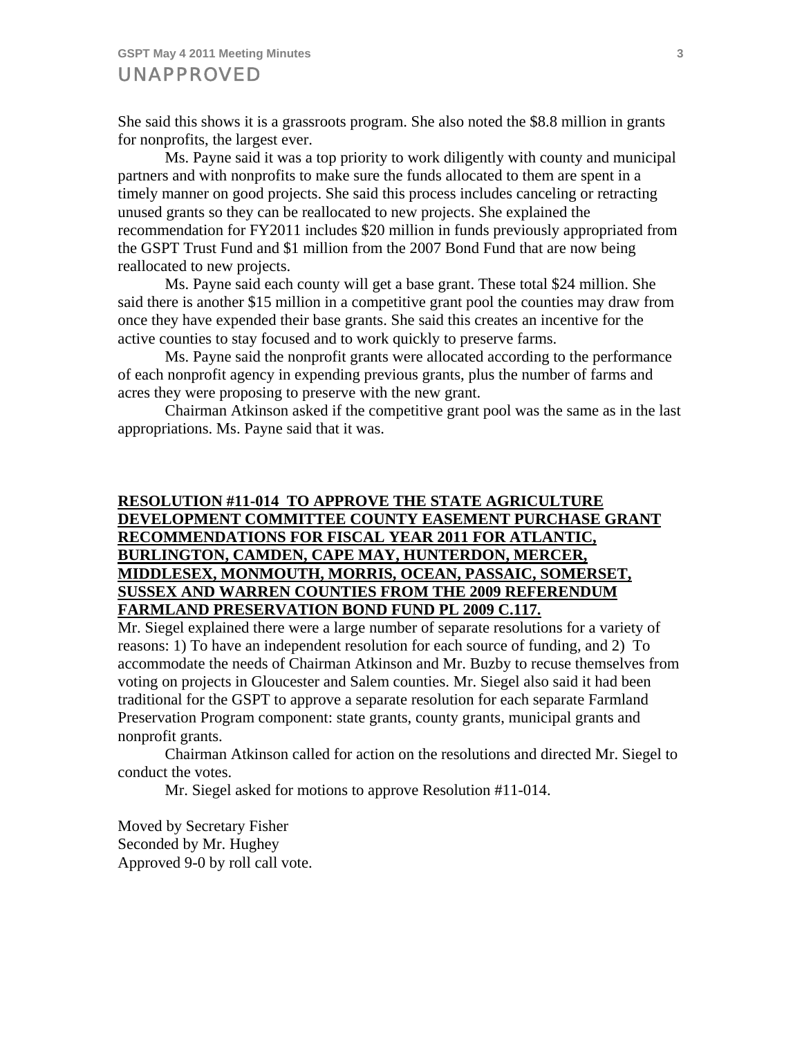She said this shows it is a grassroots program. She also noted the $8.8 million in grants for nonprofits, the largest ever.

Ms. Payne said it was a top priority to work diligently with county and municipal partners and with nonprofits to make sure the funds allocated to them are spent in a timely manner on good projects. She said this process includes canceling or retracting unused grants so they can be reallocated to new projects. She explained the recommendation for FY2011 includes $20 million in funds previously appropriated from the GSPT Trust Fund and $1 million from the 2007 Bond Fund that are now being reallocated to new projects.

Ms. Payne said each county will get a base grant. These total $24 million. She said there is another $15 million in a competitive grant pool the counties may draw from once they have expended their base grants. She said this creates an incentive for the active counties to stay focused and to work quickly to preserve farms.

Ms. Payne said the nonprofit grants were allocated according to the performance of each nonprofit agency in expending previous grants, plus the number of farms and acres they were proposing to preserve with the new grant.

Chairman Atkinson asked if the competitive grant pool was the same as in the last appropriations. Ms. Payne said that it was.

**RESOLUTION #11-014 TO APPROVE THE STATE AGRICULTURE DEVELOPMENT COMMITTEE COUNTY EASEMENT PURCHASE GRANT RECOMMENDATIONS FOR FISCAL YEAR 2011 FOR ATLANTIC, BURLINGTON, CAMDEN, CAPE MAY, HUNTERDON, MERCER, MIDDLESEX, MONMOUTH, MORRIS, OCEAN, PASSAIC, SOMERSET, SUSSEX AND WARREN COUNTIES FROM THE 2009 REFERENDUM FARMLAND PRESERVATION BOND FUND PL 2009 C.117.**

Mr. Siegel explained there were a large number of separate resolutions for a variety of reasons: 1) To have an independent resolution for each source of funding, and 2) To accommodate the needs of Chairman Atkinson and Mr. Buzby to recuse themselves from voting on projects in Gloucester and Salem counties. Mr. Siegel also said it had been traditional for the GSPT to approve a separate resolution for each separate Farmland Preservation Program component: state grants, county grants, municipal grants and nonprofit grants.

Chairman Atkinson called for action on the resolutions and directed Mr. Siegel to conduct the votes.

Mr. Siegel asked for motions to approve Resolution #11-014.

Moved by Secretary Fisher
Seconded by Mr. Hughey
Approved 9-0 by roll call vote.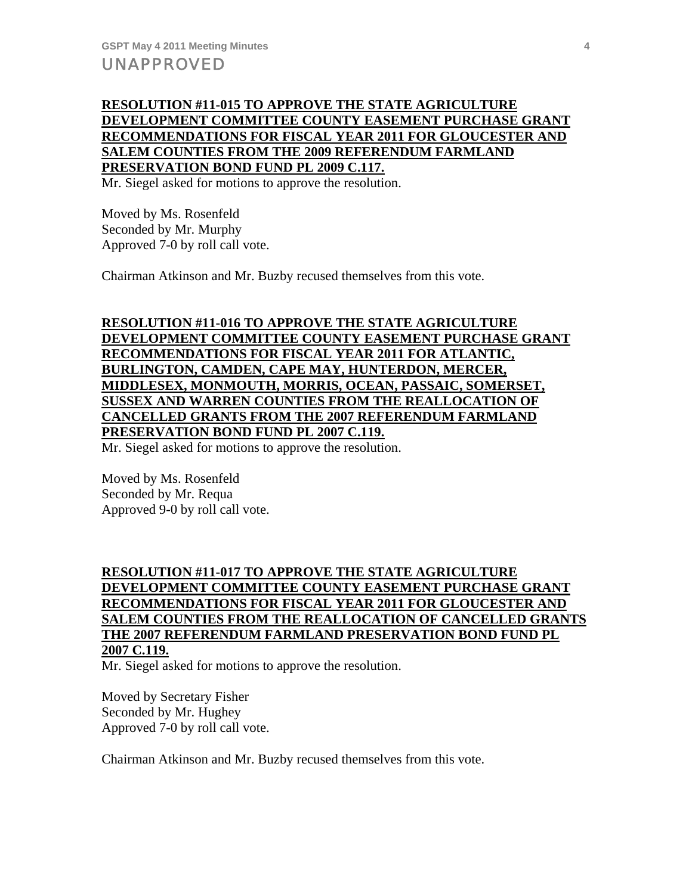**RESOLUTION #11-015 TO APPROVE THE STATE AGRICULTURE DEVELOPMENT COMMITTEE COUNTY EASEMENT PURCHASE GRANT RECOMMENDATIONS FOR FISCAL YEAR 2011 FOR GLOUCESTER AND SALEM COUNTIES FROM THE 2009 REFERENDUM FARMLAND PRESERVATION BOND FUND PL 2009 C.117.**

Mr. Siegel asked for motions to approve the resolution.

Moved by Ms. Rosenfeld
Seconded by Mr. Murphy
Approved 7-0 by roll call vote.

Chairman Atkinson and Mr. Buzby recused themselves from this vote.

**RESOLUTION #11-016 TO APPROVE THE STATE AGRICULTURE DEVELOPMENT COMMITTEE COUNTY EASEMENT PURCHASE GRANT RECOMMENDATIONS FOR FISCAL YEAR 2011 FOR ATLANTIC, BURLINGTON, CAMDEN, CAPE MAY, HUNTERDON, MERCER, MIDDLESEX, MONMOUTH, MORRIS, OCEAN, PASSAIC, SOMERSET, SUSSEX AND WARREN COUNTIES FROM THE REALLOCATION OF CANCELLED GRANTS FROM THE 2007 REFERENDUM FARMLAND PRESERVATION BOND FUND PL 2007 C.119.**

Mr. Siegel asked for motions to approve the resolution.

Moved by Ms. Rosenfeld
Seconded by Mr. Requa
Approved 9-0 by roll call vote.

**RESOLUTION #11-017 TO APPROVE THE STATE AGRICULTURE DEVELOPMENT COMMITTEE COUNTY EASEMENT PURCHASE GRANT RECOMMENDATIONS FOR FISCAL YEAR 2011 FOR GLOUCESTER AND SALEM COUNTIES FROM THE REALLOCATION OF CANCELLED GRANTS THE 2007 REFERENDUM FARMLAND PRESERVATION BOND FUND PL 2007 C.119.**

Mr. Siegel asked for motions to approve the resolution.

Moved by Secretary Fisher
Seconded by Mr. Hughey
Approved 7-0 by roll call vote.

Chairman Atkinson and Mr. Buzby recused themselves from this vote.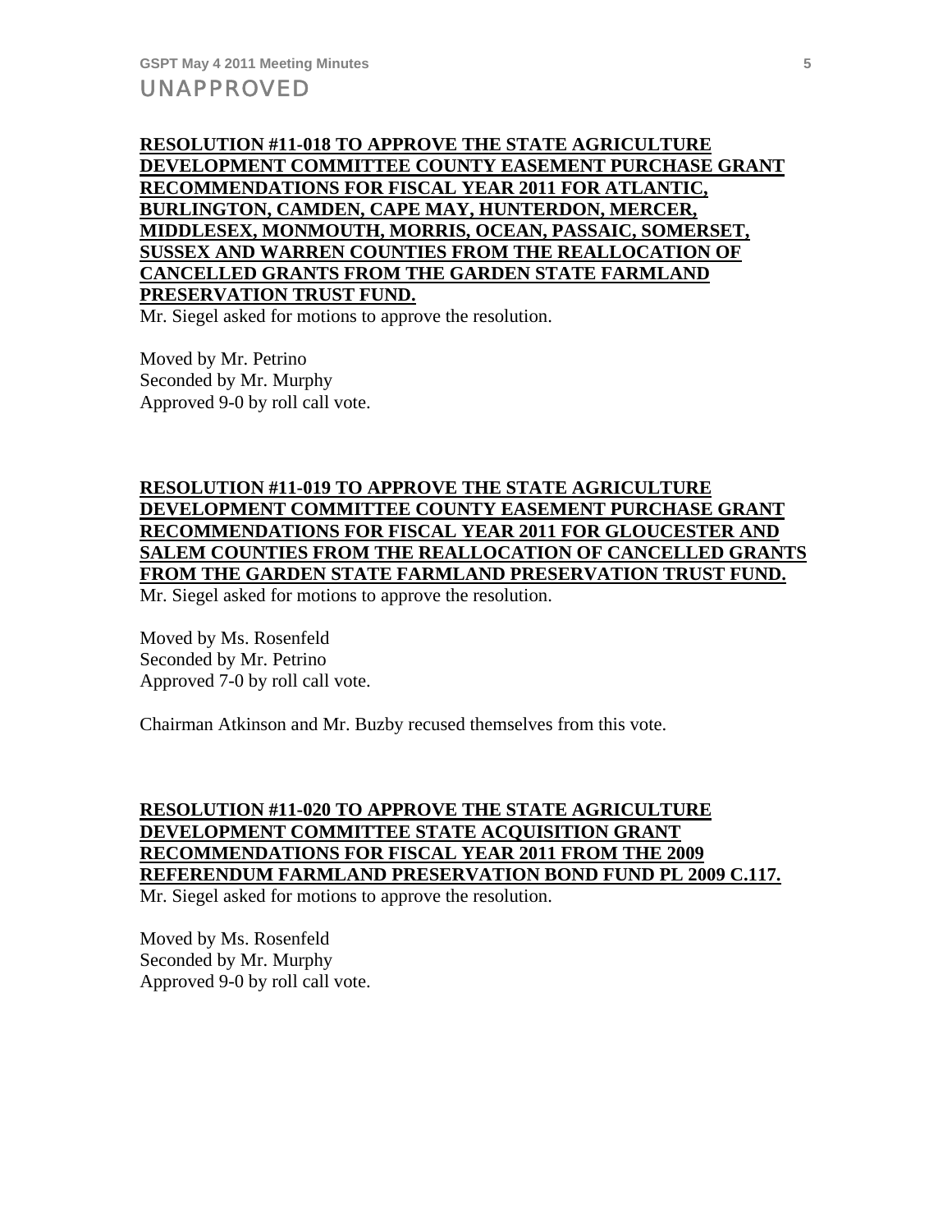**RESOLUTION #11-018 TO APPROVE THE STATE AGRICULTURE DEVELOPMENT COMMITTEE COUNTY EASEMENT PURCHASE GRANT RECOMMENDATIONS FOR FISCAL YEAR 2011 FOR ATLANTIC, BURLINGTON, CAMDEN, CAPE MAY, HUNTERDON, MERCER, MIDDLESEX, MONMOUTH, MORRIS, OCEAN, PASSAIC, SOMERSET, SUSSEX AND WARREN COUNTIES FROM THE REALLOCATION OF CANCELLED GRANTS FROM THE GARDEN STATE FARMLAND PRESERVATION TRUST FUND.**

Mr. Siegel asked for motions to approve the resolution.

Moved by Mr. Petrino
Seconded by Mr. Murphy
Approved 9-0 by roll call vote.

**RESOLUTION #11-019 TO APPROVE THE STATE AGRICULTURE DEVELOPMENT COMMITTEE COUNTY EASEMENT PURCHASE GRANT RECOMMENDATIONS FOR FISCAL YEAR 2011 FOR GLOUCESTER AND SALEM COUNTIES FROM THE REALLOCATION OF CANCELLED GRANTS FROM THE GARDEN STATE FARMLAND PRESERVATION TRUST FUND.**

Mr. Siegel asked for motions to approve the resolution.

Moved by Ms. Rosenfeld
Seconded by Mr. Petrino
Approved 7-0 by roll call vote.

Chairman Atkinson and Mr. Buzby recused themselves from this vote.

**RESOLUTION #11-020 TO APPROVE THE STATE AGRICULTURE DEVELOPMENT COMMITTEE STATE ACQUISITION GRANT RECOMMENDATIONS FOR FISCAL YEAR 2011 FROM THE 2009 REFERENDUM FARMLAND PRESERVATION BOND FUND PL 2009 C.117.**

Mr. Siegel asked for motions to approve the resolution.

Moved by Ms. Rosenfeld
Seconded by Mr. Murphy
Approved 9-0 by roll call vote.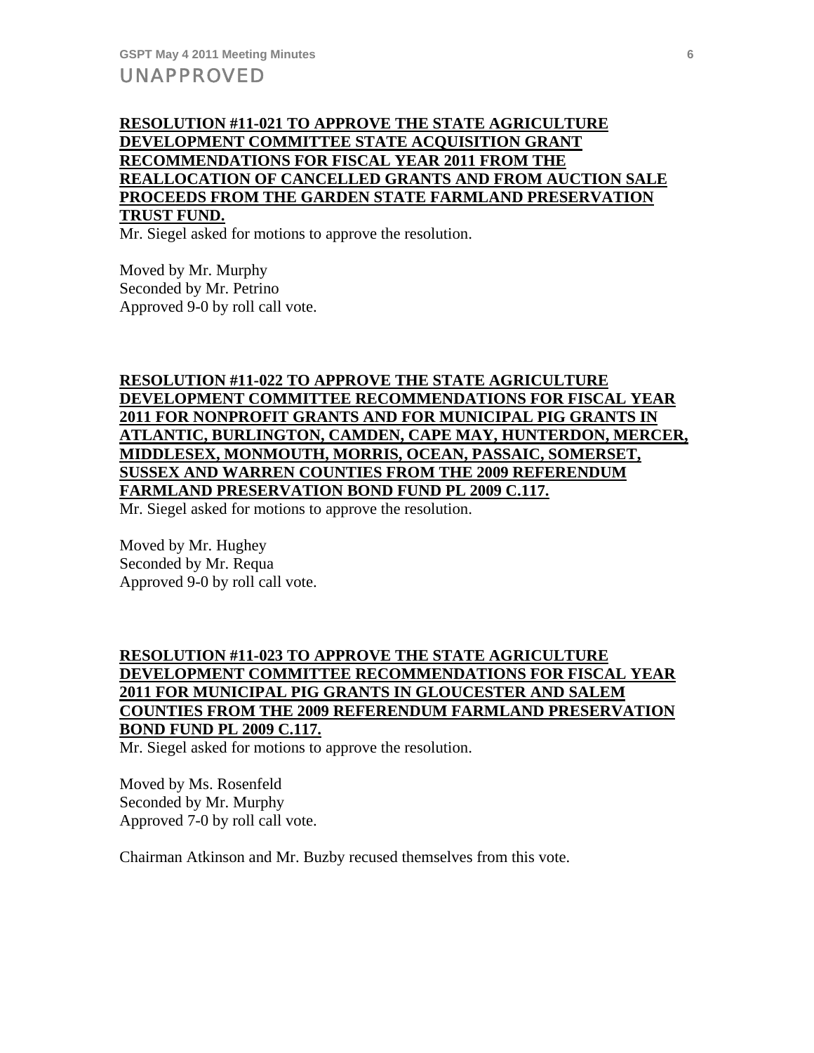**RESOLUTION #11-021 TO APPROVE THE STATE AGRICULTURE DEVELOPMENT COMMITTEE STATE ACQUISITION GRANT RECOMMENDATIONS FOR FISCAL YEAR 2011 FROM THE REALLOCATION OF CANCELLED GRANTS AND FROM AUCTION SALE PROCEEDS FROM THE GARDEN STATE FARMLAND PRESERVATION TRUST FUND.**

Mr. Siegel asked for motions to approve the resolution.

Moved by Mr. Murphy
Seconded by Mr. Petrino
Approved 9-0 by roll call vote.

**RESOLUTION #11-022 TO APPROVE THE STATE AGRICULTURE DEVELOPMENT COMMITTEE RECOMMENDATIONS FOR FISCAL YEAR 2011 FOR NONPROFIT GRANTS AND FOR MUNICIPAL PIG GRANTS IN ATLANTIC, BURLINGTON, CAMDEN, CAPE MAY, HUNTERDON, MERCER, MIDDLESEX, MONMOUTH, MORRIS, OCEAN, PASSAIC, SOMERSET, SUSSEX AND WARREN COUNTIES FROM THE 2009 REFERENDUM FARMLAND PRESERVATION BOND FUND PL 2009 C.117.**

Mr. Siegel asked for motions to approve the resolution.

Moved by Mr. Hughey
Seconded by Mr. Requa
Approved 9-0 by roll call vote.

**RESOLUTION #11-023 TO APPROVE THE STATE AGRICULTURE DEVELOPMENT COMMITTEE RECOMMENDATIONS FOR FISCAL YEAR 2011 FOR MUNICIPAL PIG GRANTS IN GLOUCESTER AND SALEM COUNTIES FROM THE 2009 REFERENDUM FARMLAND PRESERVATION BOND FUND PL 2009 C.117.**

Mr. Siegel asked for motions to approve the resolution.

Moved by Ms. Rosenfeld
Seconded by Mr. Murphy
Approved 7-0 by roll call vote.

Chairman Atkinson and Mr. Buzby recused themselves from this vote.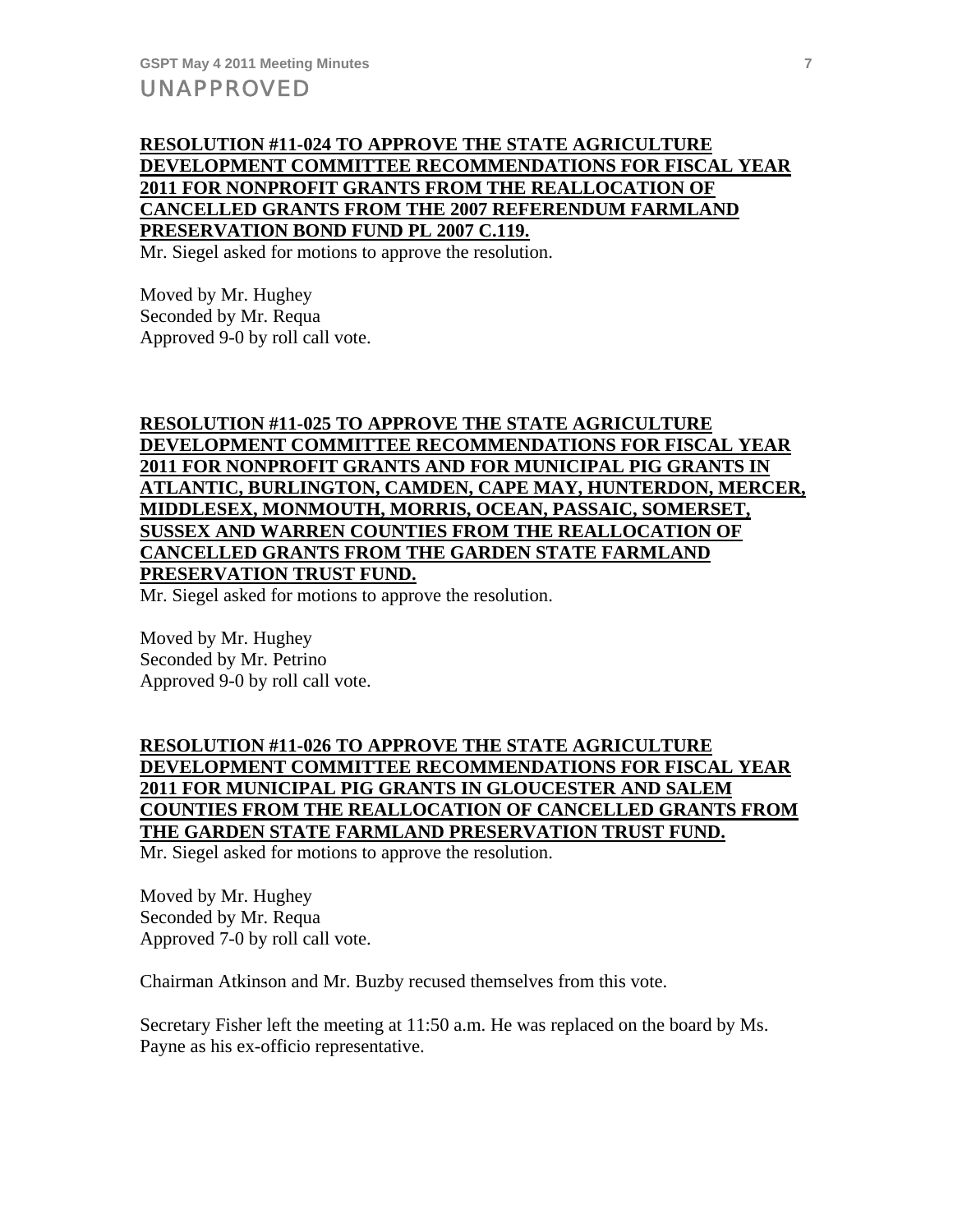**RESOLUTION #11-024 TO APPROVE THE STATE AGRICULTURE DEVELOPMENT COMMITTEE RECOMMENDATIONS FOR FISCAL YEAR 2011 FOR NONPROFIT GRANTS FROM THE REALLOCATION OF CANCELLED GRANTS FROM THE 2007 REFERENDUM FARMLAND PRESERVATION BOND FUND PL 2007 C.119.**

Mr. Siegel asked for motions to approve the resolution.

Moved by Mr. Hughey
Seconded by Mr. Requa
Approved 9-0 by roll call vote.

**RESOLUTION #11-025 TO APPROVE THE STATE AGRICULTURE DEVELOPMENT COMMITTEE RECOMMENDATIONS FOR FISCAL YEAR 2011 FOR NONPROFIT GRANTS AND FOR MUNICIPAL PIG GRANTS IN ATLANTIC, BURLINGTON, CAMDEN, CAPE MAY, HUNTERDON, MERCER, MIDDLESEX, MONMOUTH, MORRIS, OCEAN, PASSAIC, SOMERSET, SUSSEX AND WARREN COUNTIES FROM THE REALLOCATION OF CANCELLED GRANTS FROM THE GARDEN STATE FARMLAND PRESERVATION TRUST FUND.**

Mr. Siegel asked for motions to approve the resolution.

Moved by Mr. Hughey
Seconded by Mr. Petrino
Approved 9-0 by roll call vote.

**RESOLUTION #11-026 TO APPROVE THE STATE AGRICULTURE DEVELOPMENT COMMITTEE RECOMMENDATIONS FOR FISCAL YEAR 2011 FOR MUNICIPAL PIG GRANTS IN GLOUCESTER AND SALEM COUNTIES FROM THE REALLOCATION OF CANCELLED GRANTS FROM THE GARDEN STATE FARMLAND PRESERVATION TRUST FUND.**

Mr. Siegel asked for motions to approve the resolution.

Moved by Mr. Hughey
Seconded by Mr. Requa
Approved 7-0 by roll call vote.

Chairman Atkinson and Mr. Buzby recused themselves from this vote.

Secretary Fisher left the meeting at 11:50 a.m. He was replaced on the board by Ms. Payne as his ex-officio representative.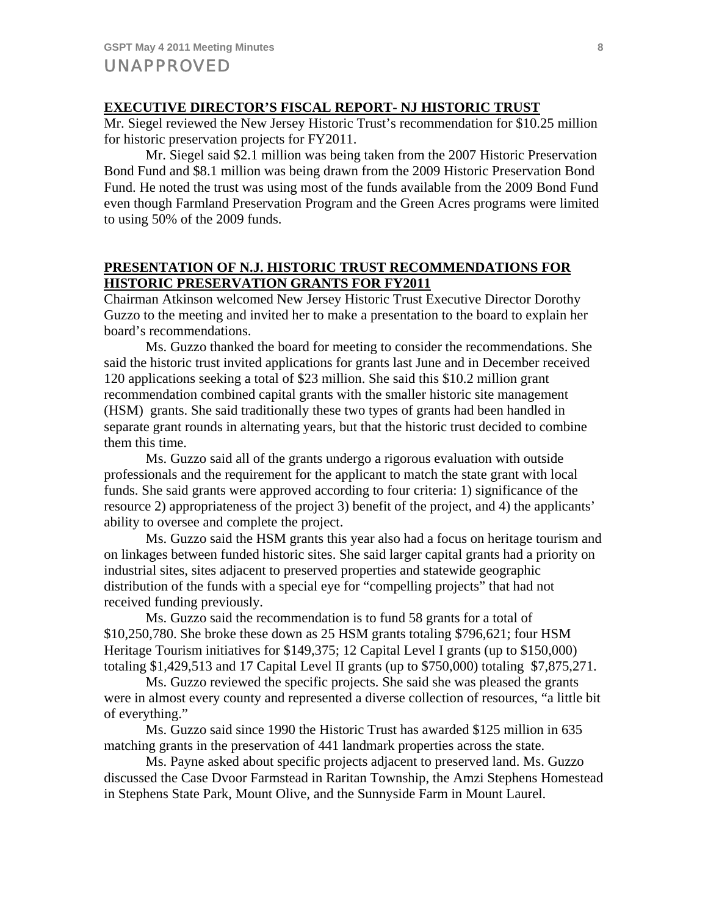UNAPPROVED

## EXECUTIVE DIRECTOR'S FISCAL REPORT- NJ HISTORIC TRUST

Mr. Siegel reviewed the New Jersey Historic Trust's recommendation for $10.25 million for historic preservation projects for FY2011.

Mr. Siegel said $2.1 million was being taken from the 2007 Historic Preservation Bond Fund and $8.1 million was being drawn from the 2009 Historic Preservation Bond Fund. He noted the trust was using most of the funds available from the 2009 Bond Fund even though Farmland Preservation Program and the Green Acres programs were limited to using 50% of the 2009 funds.

## PRESENTATION OF N.J. HISTORIC TRUST RECOMMENDATIONS FOR HISTORIC PRESERVATION GRANTS FOR FY2011

Chairman Atkinson welcomed New Jersey Historic Trust Executive Director Dorothy Guzzo to the meeting and invited her to make a presentation to the board to explain her board's recommendations.

Ms. Guzzo thanked the board for meeting to consider the recommendations. She said the historic trust invited applications for grants last June and in December received 120 applications seeking a total of $23 million. She said this $10.2 million grant recommendation combined capital grants with the smaller historic site management (HSM) grants. She said traditionally these two types of grants had been handled in separate grant rounds in alternating years, but that the historic trust decided to combine them this time.

Ms. Guzzo said all of the grants undergo a rigorous evaluation with outside professionals and the requirement for the applicant to match the state grant with local funds. She said grants were approved according to four criteria: 1) significance of the resource 2) appropriateness of the project 3) benefit of the project, and 4) the applicants' ability to oversee and complete the project.

Ms. Guzzo said the HSM grants this year also had a focus on heritage tourism and on linkages between funded historic sites. She said larger capital grants had a priority on industrial sites, sites adjacent to preserved properties and statewide geographic distribution of the funds with a special eye for "compelling projects" that had not received funding previously.

Ms. Guzzo said the recommendation is to fund 58 grants for a total of $10,250,780. She broke these down as 25 HSM grants totaling $796,621; four HSM Heritage Tourism initiatives for $149,375; 12 Capital Level I grants (up to $150,000) totaling $1,429,513 and 17 Capital Level II grants (up to $750,000) totaling $7,875,271.

Ms. Guzzo reviewed the specific projects. She said she was pleased the grants were in almost every county and represented a diverse collection of resources, "a little bit of everything."

Ms. Guzzo said since 1990 the Historic Trust has awarded $125 million in 635 matching grants in the preservation of 441 landmark properties across the state.

Ms. Payne asked about specific projects adjacent to preserved land. Ms. Guzzo discussed the Case Dvoor Farmstead in Raritan Township, the Amzi Stephens Homestead in Stephens State Park, Mount Olive, and the Sunnyside Farm in Mount Laurel.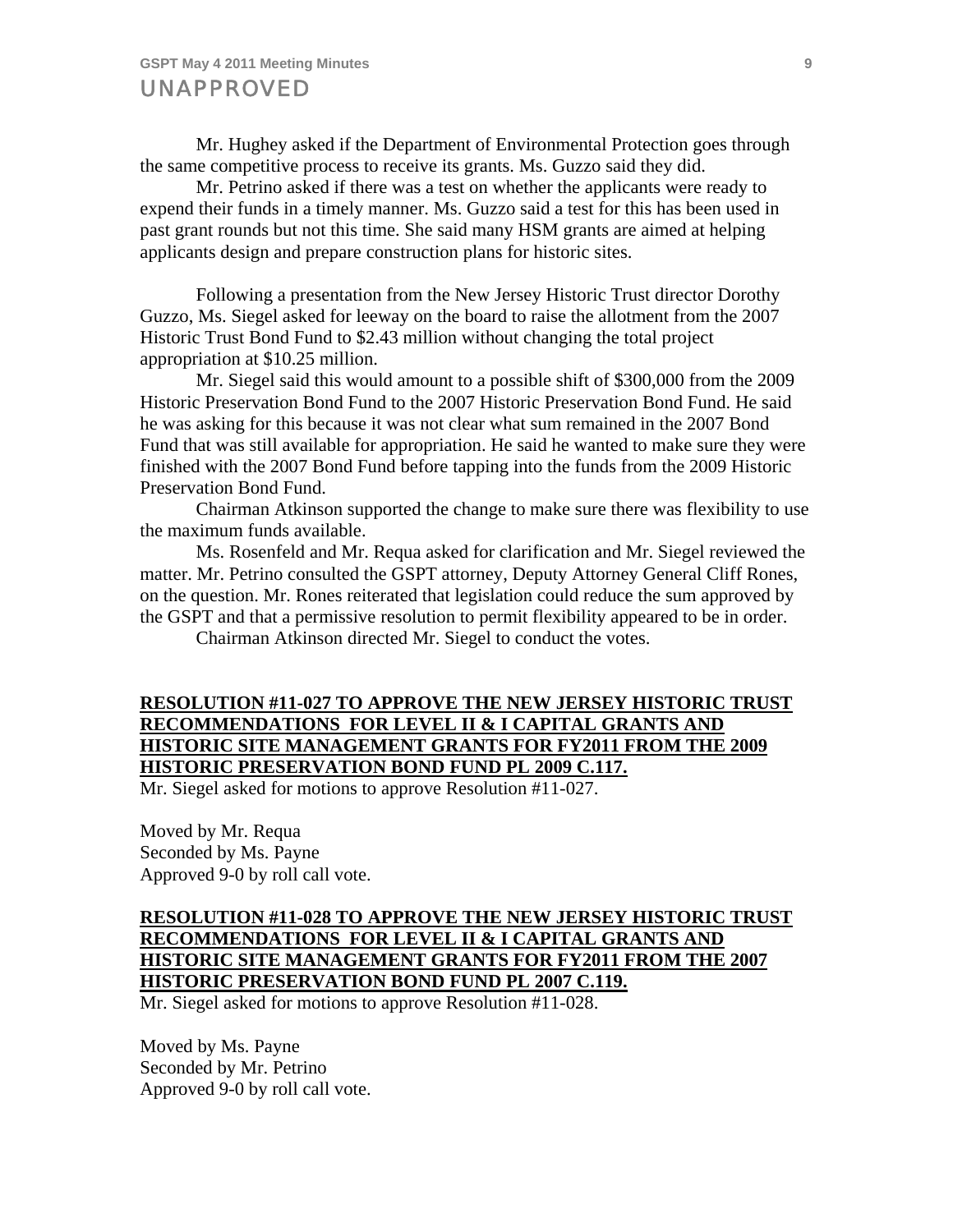Mr. Hughey asked if the Department of Environmental Protection goes through the same competitive process to receive its grants. Ms. Guzzo said they did.

Mr. Petrino asked if there was a test on whether the applicants were ready to expend their funds in a timely manner. Ms. Guzzo said a test for this has been used in past grant rounds but not this time. She said many HSM grants are aimed at helping applicants design and prepare construction plans for historic sites.

Following a presentation from the New Jersey Historic Trust director Dorothy Guzzo, Ms. Siegel asked for leeway on the board to raise the allotment from the 2007 Historic Trust Bond Fund to $2.43 million without changing the total project appropriation at $10.25 million.

Mr. Siegel said this would amount to a possible shift of $300,000 from the 2009 Historic Preservation Bond Fund to the 2007 Historic Preservation Bond Fund. He said he was asking for this because it was not clear what sum remained in the 2007 Bond Fund that was still available for appropriation. He said he wanted to make sure they were finished with the 2007 Bond Fund before tapping into the funds from the 2009 Historic Preservation Bond Fund.

Chairman Atkinson supported the change to make sure there was flexibility to use the maximum funds available.

Ms. Rosenfeld and Mr. Requa asked for clarification and Mr. Siegel reviewed the matter. Mr. Petrino consulted the GSPT attorney, Deputy Attorney General Cliff Rones, on the question. Mr. Rones reiterated that legislation could reduce the sum approved by the GSPT and that a permissive resolution to permit flexibility appeared to be in order.

Chairman Atkinson directed Mr. Siegel to conduct the votes.

**RESOLUTION #11-027 TO APPROVE THE NEW JERSEY HISTORIC TRUST RECOMMENDATIONS FOR LEVEL II & I CAPITAL GRANTS AND HISTORIC SITE MANAGEMENT GRANTS FOR FY2011 FROM THE 2009 HISTORIC PRESERVATION BOND FUND PL 2009 C.117.**

Mr. Siegel asked for motions to approve Resolution #11-027.

Moved by Mr. Requa
Seconded by Ms. Payne
Approved 9-0 by roll call vote.

**RESOLUTION #11-028 TO APPROVE THE NEW JERSEY HISTORIC TRUST RECOMMENDATIONS FOR LEVEL II & I CAPITAL GRANTS AND HISTORIC SITE MANAGEMENT GRANTS FOR FY2011 FROM THE 2007 HISTORIC PRESERVATION BOND FUND PL 2007 C.119.**

Mr. Siegel asked for motions to approve Resolution #11-028.

Moved by Ms. Payne
Seconded by Mr. Petrino
Approved 9-0 by roll call vote.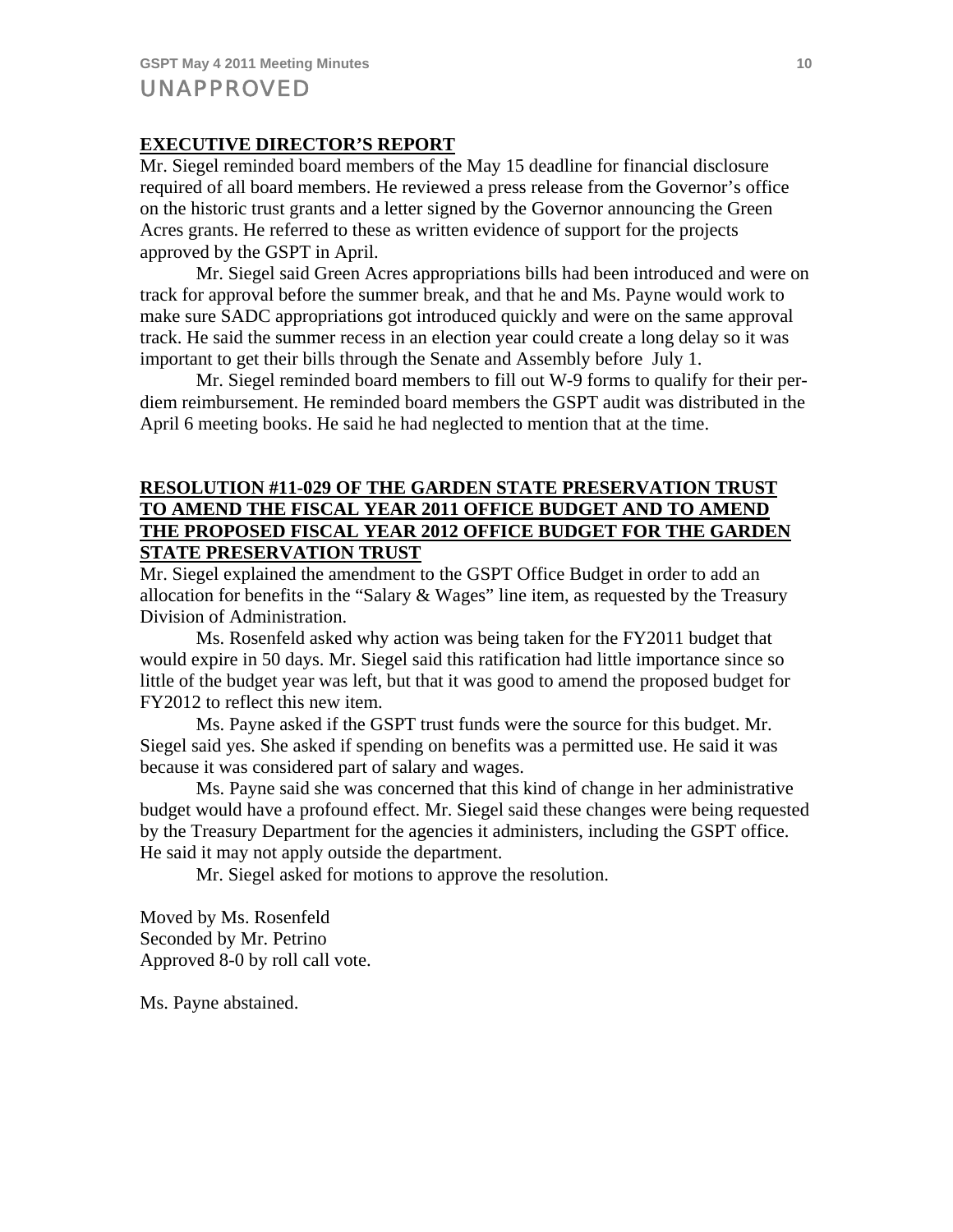UNAPPROVED

## EXECUTIVE DIRECTOR'S REPORT

Mr. Siegel reminded board members of the May 15 deadline for financial disclosure required of all board members. He reviewed a press release from the Governor's office on the historic trust grants and a letter signed by the Governor announcing the Green Acres grants. He referred to these as written evidence of support for the projects approved by the GSPT in April.

Mr. Siegel said Green Acres appropriations bills had been introduced and were on track for approval before the summer break, and that he and Ms. Payne would work to make sure SADC appropriations got introduced quickly and were on the same approval track. He said the summer recess in an election year could create a long delay so it was important to get their bills through the Senate and Assembly before July 1.

Mr. Siegel reminded board members to fill out W-9 forms to qualify for their per-diem reimbursement. He reminded board members the GSPT audit was distributed in the April 6 meeting books. He said he had neglected to mention that at the time.

## RESOLUTION #11-029 OF THE GARDEN STATE PRESERVATION TRUST TO AMEND THE FISCAL YEAR 2011 OFFICE BUDGET AND TO AMEND THE PROPOSED FISCAL YEAR 2012 OFFICE BUDGET FOR THE GARDEN STATE PRESERVATION TRUST

Mr. Siegel explained the amendment to the GSPT Office Budget in order to add an allocation for benefits in the "Salary & Wages" line item, as requested by the Treasury Division of Administration.

Ms. Rosenfeld asked why action was being taken for the FY2011 budget that would expire in 50 days. Mr. Siegel said this ratification had little importance since so little of the budget year was left, but that it was good to amend the proposed budget for FY2012 to reflect this new item.

Ms. Payne asked if the GSPT trust funds were the source for this budget. Mr. Siegel said yes. She asked if spending on benefits was a permitted use. He said it was because it was considered part of salary and wages.

Ms. Payne said she was concerned that this kind of change in her administrative budget would have a profound effect. Mr. Siegel said these changes were being requested by the Treasury Department for the agencies it administers, including the GSPT office. He said it may not apply outside the department.

Mr. Siegel asked for motions to approve the resolution.

Moved by Ms. Rosenfeld
Seconded by Mr. Petrino
Approved 8-0 by roll call vote.

Ms. Payne abstained.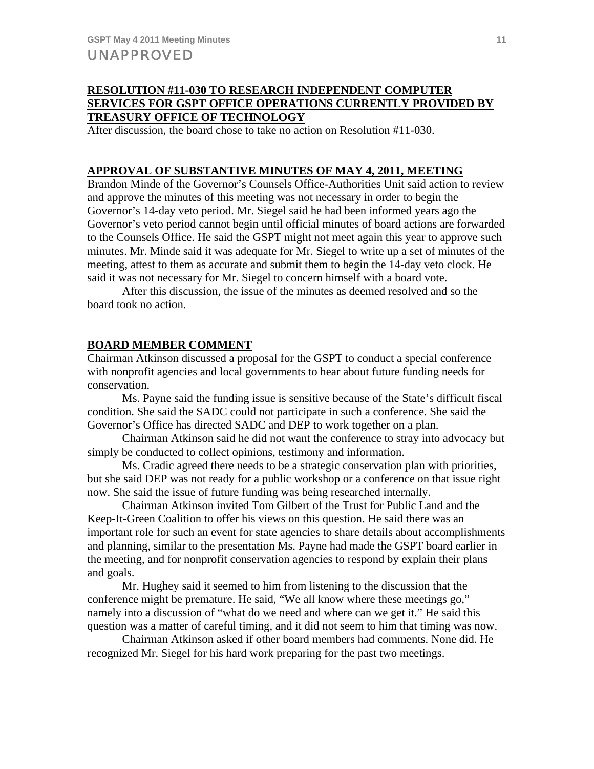UNAPPROVED

## RESOLUTION #11-030 TO RESEARCH INDEPENDENT COMPUTER SERVICES FOR GSPT OFFICE OPERATIONS CURRENTLY PROVIDED BY TREASURY OFFICE OF TECHNOLOGY

After discussion, the board chose to take no action on Resolution #11-030.

## APPROVAL OF SUBSTANTIVE MINUTES OF MAY 4, 2011, MEETING

Brandon Minde of the Governor's Counsels Office-Authorities Unit said action to review and approve the minutes of this meeting was not necessary in order to begin the Governor's 14-day veto period. Mr. Siegel said he had been informed years ago the Governor's veto period cannot begin until official minutes of board actions are forwarded to the Counsels Office. He said the GSPT might not meet again this year to approve such minutes. Mr. Minde said it was adequate for Mr. Siegel to write up a set of minutes of the meeting, attest to them as accurate and submit them to begin the 14-day veto clock. He said it was not necessary for Mr. Siegel to concern himself with a board vote.

After this discussion, the issue of the minutes as deemed resolved and so the board took no action.

## BOARD MEMBER COMMENT

Chairman Atkinson discussed a proposal for the GSPT to conduct a special conference with nonprofit agencies and local governments to hear about future funding needs for conservation.

Ms. Payne said the funding issue is sensitive because of the State's difficult fiscal condition. She said the SADC could not participate in such a conference. She said the Governor's Office has directed SADC and DEP to work together on a plan.

Chairman Atkinson said he did not want the conference to stray into advocacy but simply be conducted to collect opinions, testimony and information.

Ms. Cradic agreed there needs to be a strategic conservation plan with priorities, but she said DEP was not ready for a public workshop or a conference on that issue right now. She said the issue of future funding was being researched internally.

Chairman Atkinson invited Tom Gilbert of the Trust for Public Land and the Keep-It-Green Coalition to offer his views on this question. He said there was an important role for such an event for state agencies to share details about accomplishments and planning, similar to the presentation Ms. Payne had made the GSPT board earlier in the meeting, and for nonprofit conservation agencies to respond by explain their plans and goals.

Mr. Hughey said it seemed to him from listening to the discussion that the conference might be premature. He said, "We all know where these meetings go," namely into a discussion of "what do we need and where can we get it." He said this question was a matter of careful timing, and it did not seem to him that timing was now.

Chairman Atkinson asked if other board members had comments. None did. He recognized Mr. Siegel for his hard work preparing for the past two meetings.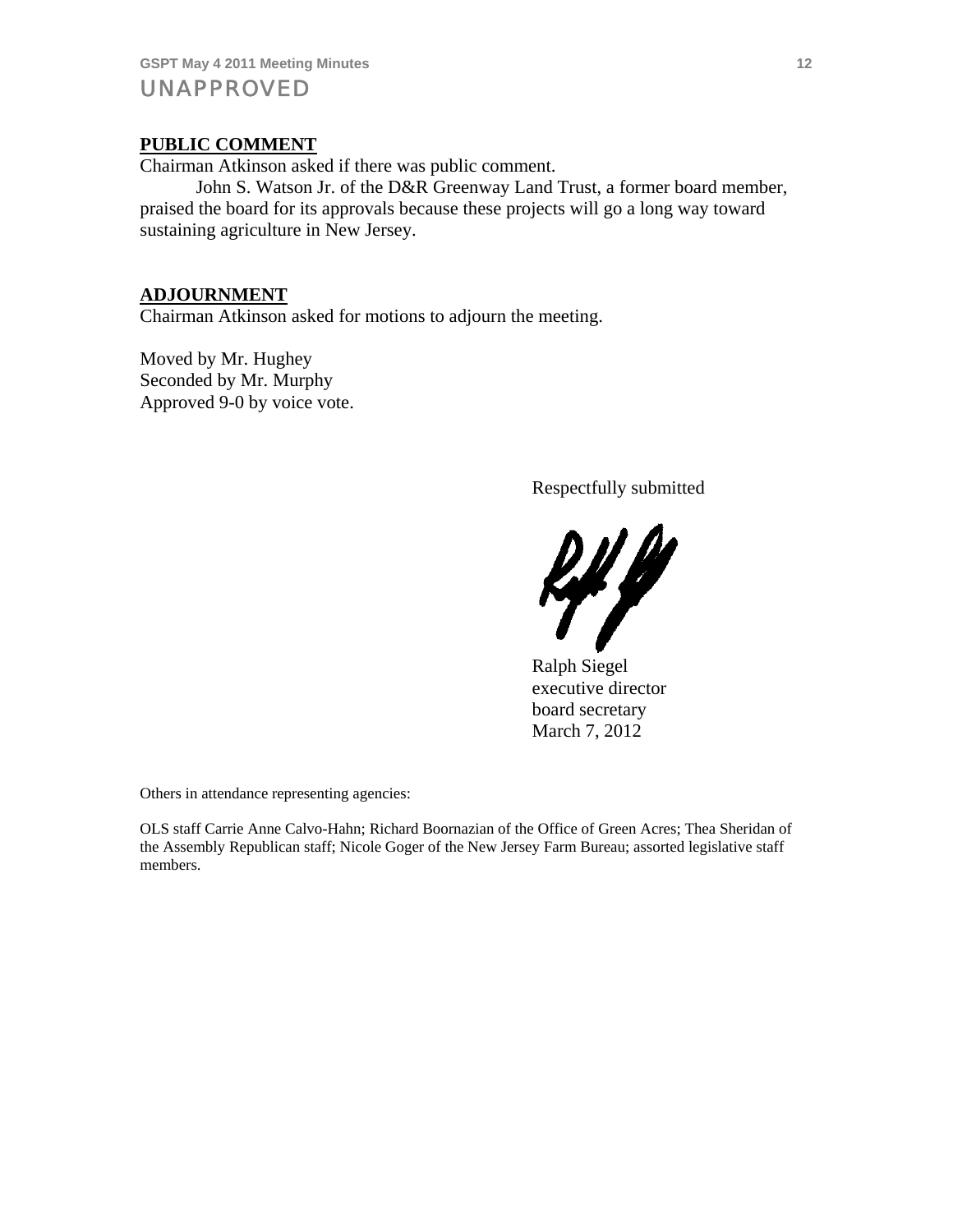UNAPPROVED

**PUBLIC COMMENT**

Chairman Atkinson asked if there was public comment.

John S. Watson Jr. of the D&R Greenway Land Trust, a former board member, praised the board for its approvals because these projects will go a long way toward sustaining agriculture in New Jersey.

**ADJOURNMENT**

Chairman Atkinson asked for motions to adjourn the meeting.

Moved by Mr. Hughey
Seconded by Mr. Murphy
Approved 9-0 by voice vote.

Respectfully submitted

Ralph Siegel
executive director
board secretary
March 7, 2012

Others in attendance representing agencies:

OLS staff Carrie Anne Calvo-Hahn; Richard Boornazian of the Office of Green Acres; Thea Sheridan of the Assembly Republican staff; Nicole Goger of the New Jersey Farm Bureau; assorted legislative staff members.